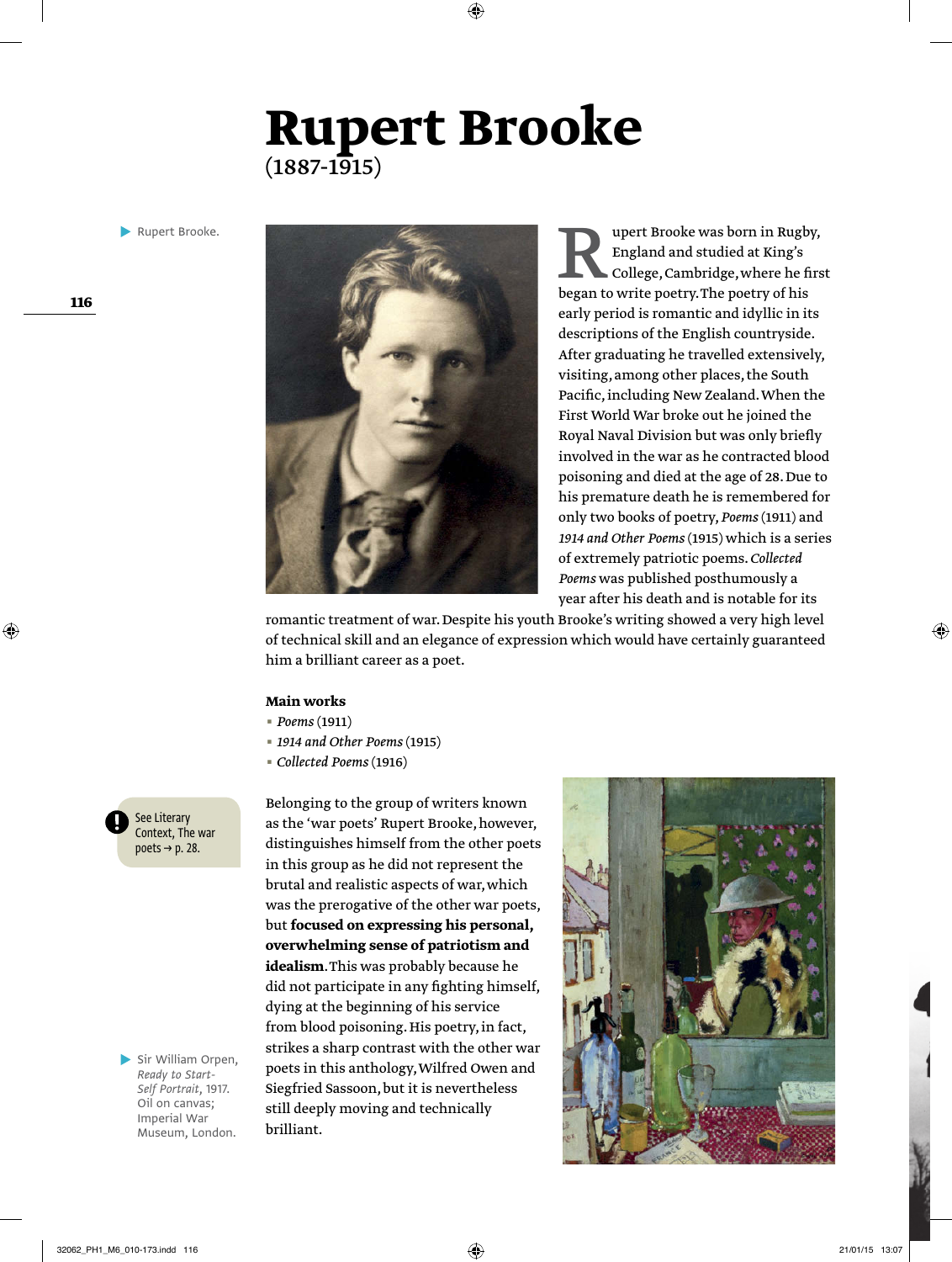# Rupert Brooke
(1887-1915)

Rupert Brooke.

Rupert Brooke was born in Rugby, England and studied at King's College, Cambridge, where he first began to write poetry. The poetry of his early period is romantic and idyllic in its descriptions of the English countryside. After graduating he travelled extensively, visiting, among other places, the South Pacific, including New Zealand. When the First World War broke out he joined the Royal Naval Division but was only briefly involved in the war as he contracted blood poisoning and died at the age of 28. Due to his premature death he is remembered for only two books of poetry, *Poems* (1911) and *1914 and Other Poems* (1915) which is a series of extremely patriotic poems. *Collected Poems* was published posthumously a year after his death and is notable for its romantic treatment of war. Despite his youth Brooke's writing showed a very high level of technical skill and an elegance of expression which would have certainly guaranteed him a brilliant career as a poet.

**Main works**

- *Poems* (1911)
- *1914 and Other Poems* (1915)
- *Collected Poems* (1916)

See Literary Context, The war poets → p. 28.

Belonging to the group of writers known as the 'war poets' Rupert Brooke, however, distinguishes himself from the other poets in this group as he did not represent the brutal and realistic aspects of war, which was the prerogative of the other war poets, but **focused on expressing his personal, overwhelming sense of patriotism and idealism**. This was probably because he did not participate in any fighting himself, dying at the beginning of his service from blood poisoning. His poetry, in fact, strikes a sharp contrast with the other war poets in this anthology, Wilfred Owen and Siegfried Sassoon, but it is nevertheless still deeply moving and technically brilliant.

Sir William Orpen, *Ready to Start-Self Portrait*, 1917. Oil on canvas; Imperial War Museum, London.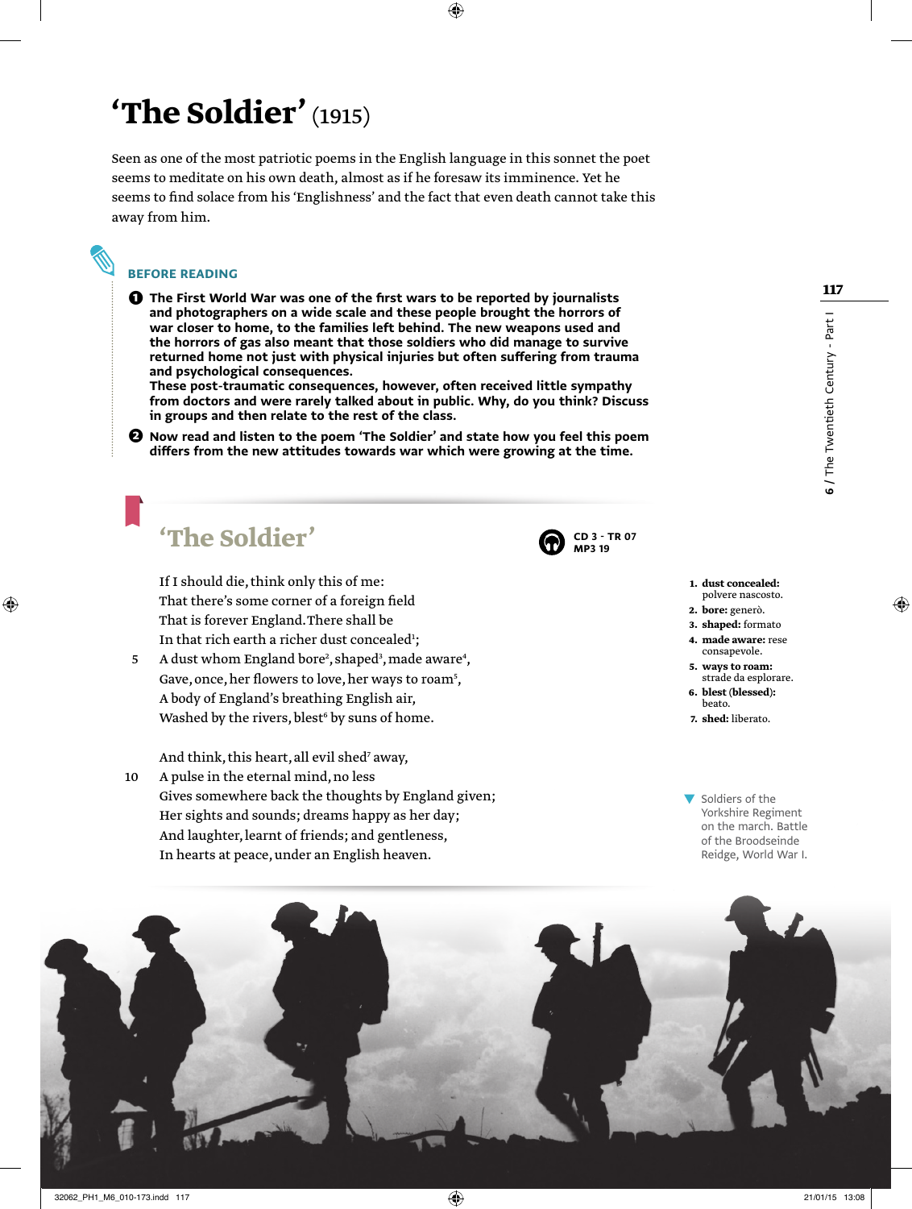# 'The Soldier' (1915)

Seen as one of the most patriotic poems in the English language in this sonnet the poet seems to meditate on his own death, almost as if he foresaw its imminence. Yet he seems to find solace from his 'Englishness' and the fact that even death cannot take this away from him.

### BEFORE READING

1. **The First World War was one of the first wars to be reported by journalists and photographers on a wide scale and these people brought the horrors of war closer to home, to the families left behind. The new weapons used and the horrors of gas also meant that those soldiers who did manage to survive returned home not just with physical injuries but often suffering from trauma and psychological consequences.**
   **These post-traumatic consequences, however, often received little sympathy from doctors and were rarely talked about in public. Why, do you think? Discuss in groups and then relate to the rest of the class.**
2. **Now read and listen to the poem 'The Soldier' and state how you feel this poem differs from the new attitudes towards war which were growing at the time.**

## 'The Soldier'

**CD 3 - TR 07**
**MP3 19**

If I should die, think only this of me:
That there's some corner of a foreign field
That is forever England. There shall be
In that rich earth a richer dust concealed[1];
5 A dust whom England bore[2], shaped[3], made aware[4],
Gave, once, her flowers to love, her ways to roam[5],
A body of England's breathing English air,
Washed by the rivers, blest[6] by suns of home.

And think, this heart, all evil shed[7] away,
10 A pulse in the eternal mind, no less
Gives somewhere back the thoughts by England given;
Her sights and sounds; dreams happy as her day;
And laughter, learnt of friends; and gentleness,
In hearts at peace, under an English heaven.

1. **dust concealed:** polvere nascosto.
2. **bore:** generò.
3. **shaped:** formato
4. **made aware:** rese consapevole.
5. **ways to roam:** strade da esplorare.
6. **blest (blessed):** beato.
7. **shed:** liberato.

Soldiers of the Yorkshire Regiment on the march. Battle of the Broodseinde Reidge, World War I.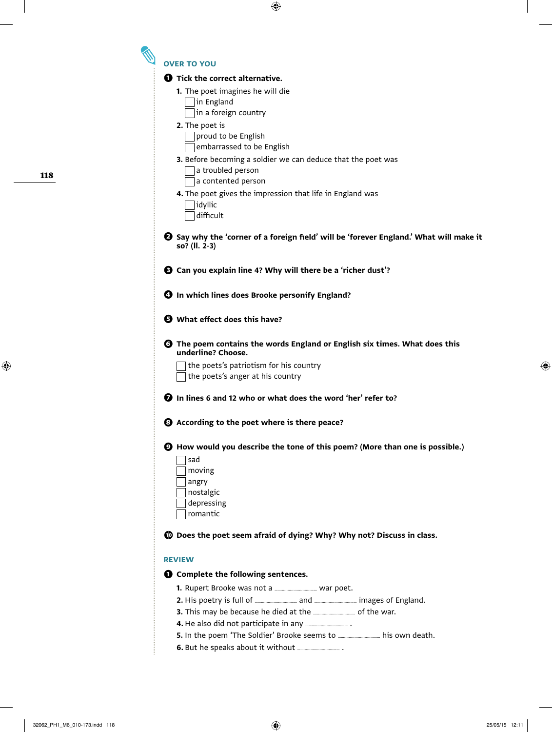## OVER TO YOU

**1** **Tick the correct alternative.**

1. The poet imagines he will die
   - ☐ in England
   - ☐ in a foreign country
2. The poet is
   - ☐ proud to be English
   - ☐ embarrassed to be English
3. Before becoming a soldier we can deduce that the poet was
   - ☐ a troubled person
   - ☐ a contented person
4. The poet gives the impression that life in England was
   - ☐ idyllic
   - ☐ difficult

**2** **Say why the 'corner of a foreign field' will be 'forever England.' What will make it so? (ll. 2-3)**

**3** **Can you explain line 4? Why will there be a 'richer dust'?**

**4** **In which lines does Brooke personify England?**

**5** **What effect does this have?**

**6** **The poem contains the words England or English six times. What does this underline? Choose.**

- ☐ the poets's patriotism for his country
- ☐ the poets's anger at his country

**7** **In lines 6 and 12 who or what does the word 'her' refer to?**

**8** **According to the poet where is there peace?**

**9** **How would you describe the tone of this poem? (More than one is possible.)**

- ☐ sad
- ☐ moving
- ☐ angry
- ☐ nostalgic
- ☐ depressing
- ☐ romantic

**10** **Does the poet seem afraid of dying? Why? Why not? Discuss in class.**

## REVIEW

**1** **Complete the following sentences.**

1. Rupert Brooke was not a .................... war poet.
2. His poetry is full of .................... and .................... images of England.
3. This may be because he died at the .................... of the war.
4. He also did not participate in any .................... .
5. In the poem 'The Soldier' Brooke seems to .................... his own death.
6. But he speaks about it without .................... .